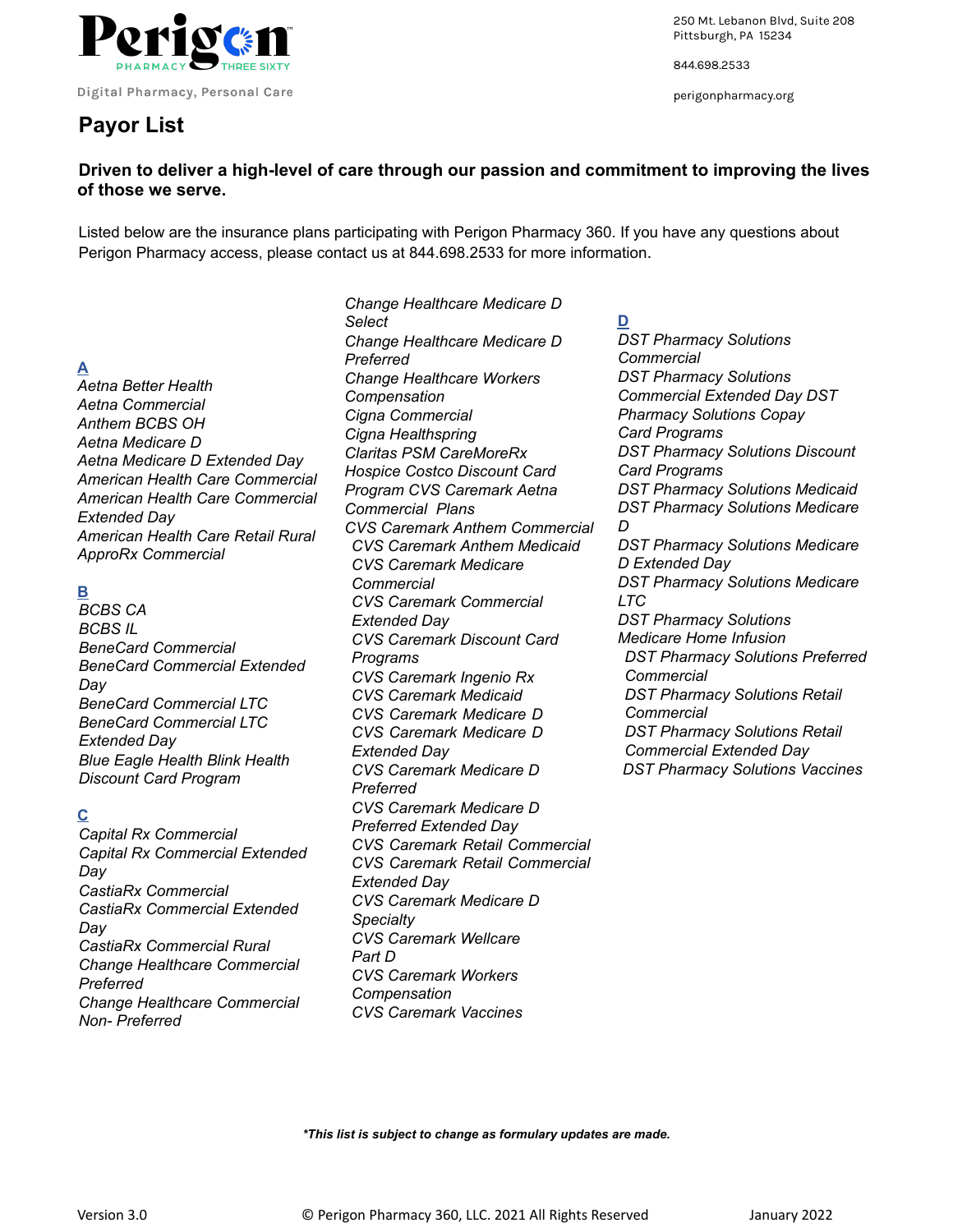Perigon PHARMACY THREE SIXTY

Digital Pharmacy, Personal Care

250 Mt. Lebanon Blvd, Suite 208
Pittsburgh, PA 15234

844.698.2533

perigonpharmacy.org

# Payor List

**Driven to deliver a high-level of care through our passion and commitment to improving the lives of those we serve.**

Listed below are the insurance plans participating with Perigon Pharmacy 360. If you have any questions about Perigon Pharmacy access, please contact us at 844.698.2533 for more information.

## A

*Aetna Better Health*
*Aetna Commercial*
*Anthem BCBS OH*
*Aetna Medicare D*
*Aetna Medicare D Extended Day*
*American Health Care Commercial*
*American Health Care Commercial Extended Day*
*American Health Care Retail Rural*
*ApproRx Commercial*

## B

*BCBS CA*
*BCBS IL*
*BeneCard Commercial*
*BeneCard Commercial Extended Day*
*BeneCard Commercial LTC*
*BeneCard Commercial LTC Extended Day*
*Blue Eagle Health Blink Health Discount Card Program*

## C

*Capital Rx Commercial*
*Capital Rx Commercial Extended Day*
*CastiaRx Commercial*
*CastiaRx Commercial Extended Day*
*CastiaRx Commercial Rural*
*Change Healthcare Commercial Preferred*
*Change Healthcare Commercial Non- Preferred*
*Change Healthcare Medicare D Select*
*Change Healthcare Medicare D Preferred*
*Change Healthcare Workers Compensation*
*Cigna Commercial*
*Cigna Healthspring*
*Claritas PSM CareMoreRx*
*Hospice Costco Discount Card Program CVS Caremark Aetna Commercial Plans*
*CVS Caremark Anthem Commercial*
*CVS Caremark Anthem Medicaid*
*CVS Caremark Medicare Commercial*
*CVS Caremark Commercial Extended Day*
*CVS Caremark Discount Card Programs*
*CVS Caremark Ingenio Rx*
*CVS Caremark Medicaid*
*CVS Caremark Medicare D*
*CVS Caremark Medicare D Extended Day*
*CVS Caremark Medicare D Preferred*
*CVS Caremark Medicare D Preferred Extended Day*
*CVS Caremark Retail Commercial*
*CVS Caremark Retail Commercial Extended Day*
*CVS Caremark Medicare D Specialty*
*CVS Caremark Wellcare Part D*
*CVS Caremark Workers Compensation*
*CVS Caremark Vaccines*

## D

*DST Pharmacy Solutions Commercial*
*DST Pharmacy Solutions Commercial Extended Day DST Pharmacy Solutions Copay Card Programs*
*DST Pharmacy Solutions Discount Card Programs*
*DST Pharmacy Solutions Medicaid*
*DST Pharmacy Solutions Medicare D*
*DST Pharmacy Solutions Medicare D Extended Day*
*DST Pharmacy Solutions Medicare LTC*
*DST Pharmacy Solutions Medicare Home Infusion*
*DST Pharmacy Solutions Preferred Commercial*
*DST Pharmacy Solutions Retail Commercial*
*DST Pharmacy Solutions Retail Commercial Extended Day*
*DST Pharmacy Solutions Vaccines*

***This list is subject to change as formulary updates are made.***

Version 3.0 © Perigon Pharmacy 360, LLC. 2021 All Rights Reserved January 2022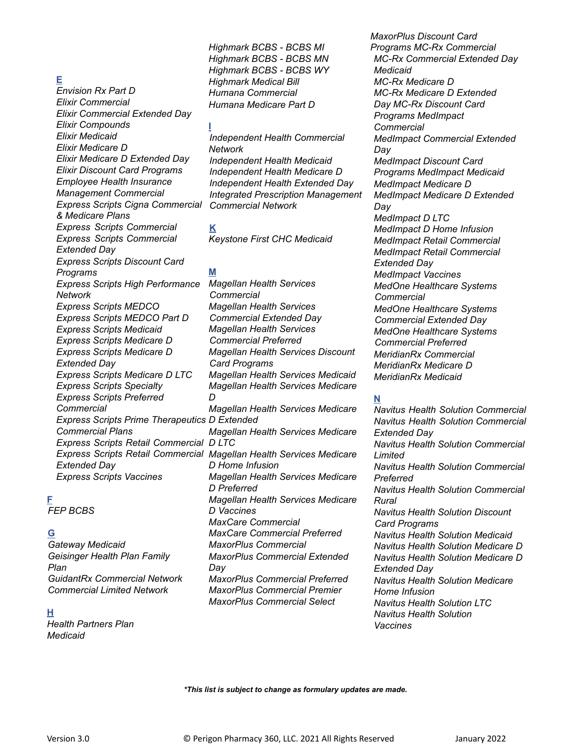**E**

*Envision Rx Part D*
*Elixir Commercial*
*Elixir Commercial Extended Day*
*Elixir Compounds*
*Elixir Medicaid*
*Elixir Medicare D*
*Elixir Medicare D Extended Day*
*Elixir Discount Card Programs*
*Employee Health Insurance Management Commercial*
*Express Scripts Cigna Commercial & Medicare Plans*
*Express Scripts Commercial*
*Express Scripts Commercial Extended Day*
*Express Scripts Discount Card Programs*
*Express Scripts High Performance Network*
*Express Scripts MEDCO*
*Express Scripts MEDCO Part D*
*Express Scripts Medicaid*
*Express Scripts Medicare D*
*Express Scripts Medicare D Extended Day*
*Express Scripts Medicare D LTC*
*Express Scripts Specialty*
*Express Scripts Preferred Commercial*
*Express Scripts Prime Therapeutics Commercial Plans*
*Express Scripts Retail Commercial*
*Express Scripts Retail Commercial Extended Day*
*Express Scripts Vaccines*

**F**

*FEP BCBS*

**G**

*Gateway Medicaid*
*Geisinger Health Plan Family Plan*
*GuidantRx Commercial Network Commercial Limited Network*

**H**

*Health Partners Plan Medicaid*
*Highmark BCBS - BCBS MI*
*Highmark BCBS - BCBS MN*
*Highmark BCBS - BCBS WY*
*Highmark Medical Bill*
*Humana Commercial*
*Humana Medicare Part D*

**I**

*Independent Health Commercial Network*
*Independent Health Medicaid*
*Independent Health Medicare D*
*Independent Health Extended Day*
*Integrated Prescription Management Commercial Network*

**K**

*Keystone First CHC Medicaid*

**M**

*Magellan Health Services Commercial*
*Magellan Health Services Commercial Extended Day*
*Magellan Health Services Commercial Preferred*
*Magellan Health Services Discount Card Programs*
*Magellan Health Services Medicaid*
*Magellan Health Services Medicare D*
*Magellan Health Services Medicare D Extended*
*Magellan Health Services Medicare D LTC*
*Magellan Health Services Medicare D Home Infusion*
*Magellan Health Services Medicare D Preferred*
*Magellan Health Services Medicare D Vaccines*
*MaxCare Commercial*
*MaxCare Commercial Preferred*
*MaxorPlus Commercial*
*MaxorPlus Commercial Extended Day*
*MaxorPlus Commercial Preferred*
*MaxorPlus Commercial Premier*
*MaxorPlus Commercial Select*
*MaxorPlus Discount Card Programs MC-Rx Commercial*
*MC-Rx Commercial Extended Day*
*Medicaid*
*MC-Rx Medicare D*
*MC-Rx Medicare D Extended Day MC-Rx Discount Card Programs MedImpact Commercial*
*MedImpact Commercial Extended Day*
*MedImpact Discount Card Programs MedImpact Medicaid*
*MedImpact Medicare D*
*MedImpact Medicare D Extended Day*
*MedImpact D LTC*
*MedImpact D Home Infusion*
*MedImpact Retail Commercial*
*MedImpact Retail Commercial Extended Day*
*MedImpact Vaccines*
*MedOne Healthcare Systems Commercial*
*MedOne Healthcare Systems Commercial Extended Day*
*MedOne Healthcare Systems Commercial Preferred*
*MeridianRx Commercial*
*MeridianRx Medicare D*
*MeridianRx Medicaid*

**N**

*Navitus Health Solution Commercial*
*Navitus Health Solution Commercial Extended Day*
*Navitus Health Solution Commercial Limited*
*Navitus Health Solution Commercial Preferred*
*Navitus Health Solution Commercial Rural*
*Navitus Health Solution Discount Card Programs*
*Navitus Health Solution Medicaid*
*Navitus Health Solution Medicare D*
*Navitus Health Solution Medicare D Extended Day*
*Navitus Health Solution Medicare Home Infusion*
*Navitus Health Solution LTC*
*Navitus Health Solution Vaccines*

***This list is subject to change as formulary updates are made.***

Version 3.0 © Perigon Pharmacy 360, LLC. 2021 All Rights Reserved January 2022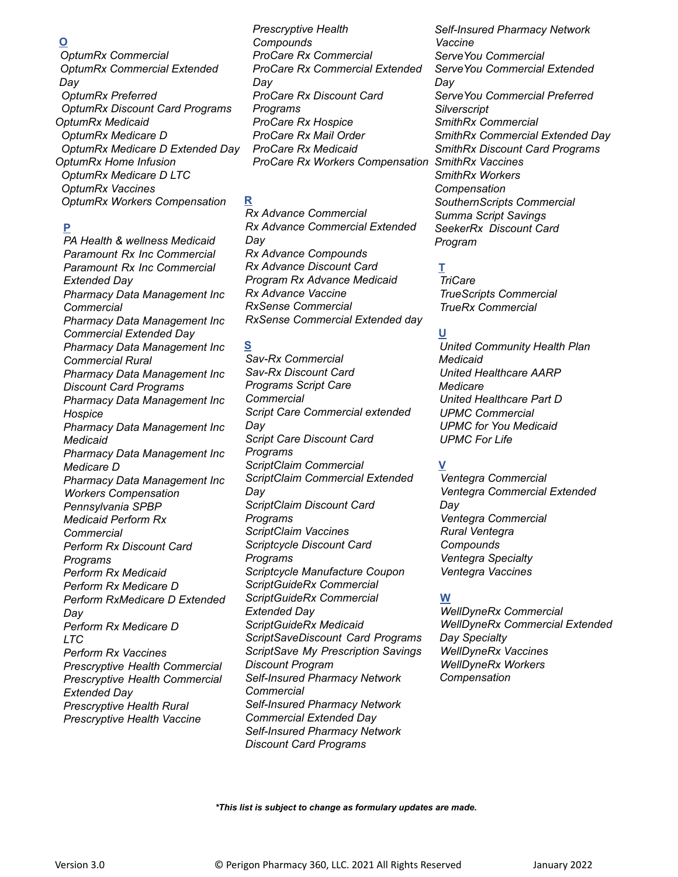**O**

*OptumRx Commercial*
*OptumRx Commercial Extended Day*
*OptumRx Preferred*
*OptumRx Discount Card Programs*
*OptumRx Medicaid*
*OptumRx Medicare D*
*OptumRx Medicare D Extended Day*
*OptumRx Home Infusion*
*OptumRx Medicare D LTC*
*OptumRx Vaccines*
*OptumRx Workers Compensation*

**P**

*PA Health & wellness Medicaid*
*Paramount Rx Inc Commercial*
*Paramount Rx Inc Commercial Extended Day*
*Pharmacy Data Management Inc Commercial*
*Pharmacy Data Management Inc Commercial Extended Day*
*Pharmacy Data Management Inc Commercial Rural*
*Pharmacy Data Management Inc Discount Card Programs*
*Pharmacy Data Management Inc Hospice*
*Pharmacy Data Management Inc Medicaid*
*Pharmacy Data Management Inc Medicare D*
*Pharmacy Data Management Inc Workers Compensation*
*Pennsylvania SPBP*
*Medicaid Perform Rx Commercial*
*Perform Rx Discount Card Programs*
*Perform Rx Medicaid*
*Perform Rx Medicare D*
*Perform RxMedicare D Extended Day*
*Perform Rx Medicare D LTC*
*Perform Rx Vaccines*
*Prescryptive Health Commercial*
*Prescryptive Health Commercial Extended Day*
*Prescryptive Health Rural*
*Prescryptive Health Vaccine*
*Prescryptive Health Compounds*
*ProCare Rx Commercial*
*ProCare Rx Commercial Extended Day*
*ProCare Rx Discount Card Programs*
*ProCare Rx Hospice*
*ProCare Rx Mail Order*
*ProCare Rx Medicaid*
*ProCare Rx Workers Compensation*

**R**

*Rx Advance Commercial*
*Rx Advance Commercial Extended Day*
*Rx Advance Compounds*
*Rx Advance Discount Card Program Rx Advance Medicaid*
*Rx Advance Vaccine*
*RxSense Commercial*
*RxSense Commercial Extended day*

**S**

*Sav-Rx Commercial*
*Sav-Rx Discount Card Programs Script Care Commercial*
*Script Care Commercial extended Day*
*Script Care Discount Card Programs*
*ScriptClaim Commercial*
*ScriptClaim Commercial Extended Day*
*ScriptClaim Discount Card Programs*
*ScriptClaim Vaccines*
*Scriptcycle Discount Card Programs*
*Scriptcycle Manufacture Coupon*
*ScriptGuideRx Commercial*
*ScriptGuideRx Commercial Extended Day*
*ScriptGuideRx Medicaid*
*ScriptSaveDiscount Card Programs*
*ScriptSave My Prescription Savings Discount Program*
*Self-Insured Pharmacy Network Commercial*
*Self-Insured Pharmacy Network Commercial Extended Day*
*Self-Insured Pharmacy Network Discount Card Programs*
*Self-Insured Pharmacy Network Vaccine*
*ServeYou Commercial*
*ServeYou Commercial Extended Day*
*ServeYou Commercial Preferred*
*Silverscript*
*SmithRx Commercial*
*SmithRx Commercial Extended Day*
*SmithRx Discount Card Programs*
*SmithRx Vaccines*
*SmithRx Workers Compensation*
*SouthernScripts Commercial*
*Summa Script Savings*
*SeekerRx Discount Card Program*

**T**

*TriCare*
*TrueScripts Commercial*
*TrueRx Commercial*

**U**

*United Community Health Plan Medicaid*
*United Healthcare AARP Medicare*
*United Healthcare Part D*
*UPMC Commercial*
*UPMC for You Medicaid*
*UPMC For Life*

**V**

*Ventegra Commercial*
*Ventegra Commercial Extended Day*
*Ventegra Commercial Rural Ventegra Compounds*
*Ventegra Specialty*
*Ventegra Vaccines*

**W**

*WellDyneRx Commercial*
*WellDyneRx Commercial Extended Day Specialty*
*WellDyneRx Vaccines*
*WellDyneRx Workers Compensation*

***This list is subject to change as formulary updates are made.***

Version 3.0 © Perigon Pharmacy 360, LLC. 2021 All Rights Reserved January 2022